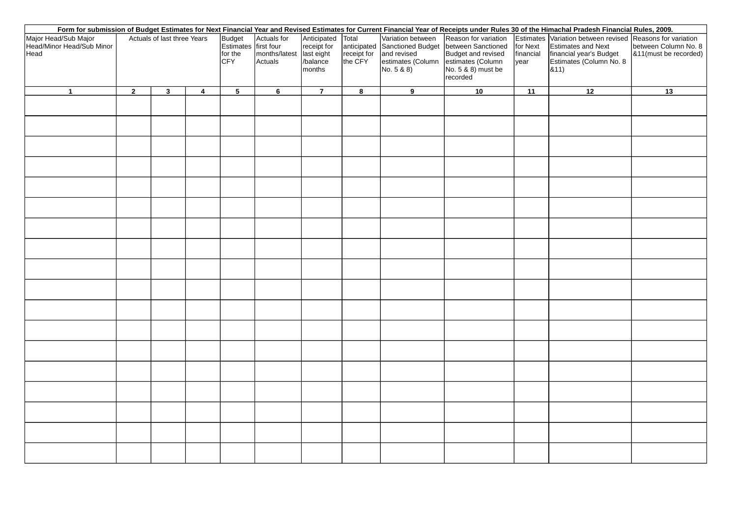**Form for submission of Budget Estimates for Next Financial Year and Revised Estimates for Current Financial Year of Receipts under Rules 30 of the Himachal Pradesh Financial Rules, 2009.**

| Major Head/Sub Major Head/Minor Head/Sub Minor Head | Actuals of last three Years | | | Budget Estimates for the CFY | Actuals for first four months/latest Actuals | Anticipated receipt for last eight /balance months | Total anticipated receipt for the CFY | Variation between Sanctioned Budget and revised estimates (Column No. 5 & 8) | Reason for variation between Sanctioned Budget and revised estimates (Column No. 5 & 8) must be recorded | Estimates for Next financial year | Variation between revised Estimates and Next financial year's Budget Estimates (Column No. 8 &11) | Reasons for variation between Column No. 8 &11(must be recorded) |
|---|---|---|---|---|---|---|---|---|---|---|---|---|
| **1** | **2** | **3** | **4** | **5** | **6** | **7** | **8** | **9** | **10** | **11** | **12** | **13** |
| | | | | | | | | | | | | |
| | | | | | | | | | | | | |
| | | | | | | | | | | | | |
| | | | | | | | | | | | | |
| | | | | | | | | | | | | |
| | | | | | | | | | | | | |
| | | | | | | | | | | | | |
| | | | | | | | | | | | | |
| | | | | | | | | | | | | |
| | | | | | | | | | | | | |
| | | | | | | | | | | | | |
| | | | | | | | | | | | | |
| | | | | | | | | | | | | |
| | | | | | | | | | | | | |
| | | | | | | | | | | | | |
| | | | | | | | | | | | | |
| | | | | | | | | | | | | |
| | | | | | | | | | | | | |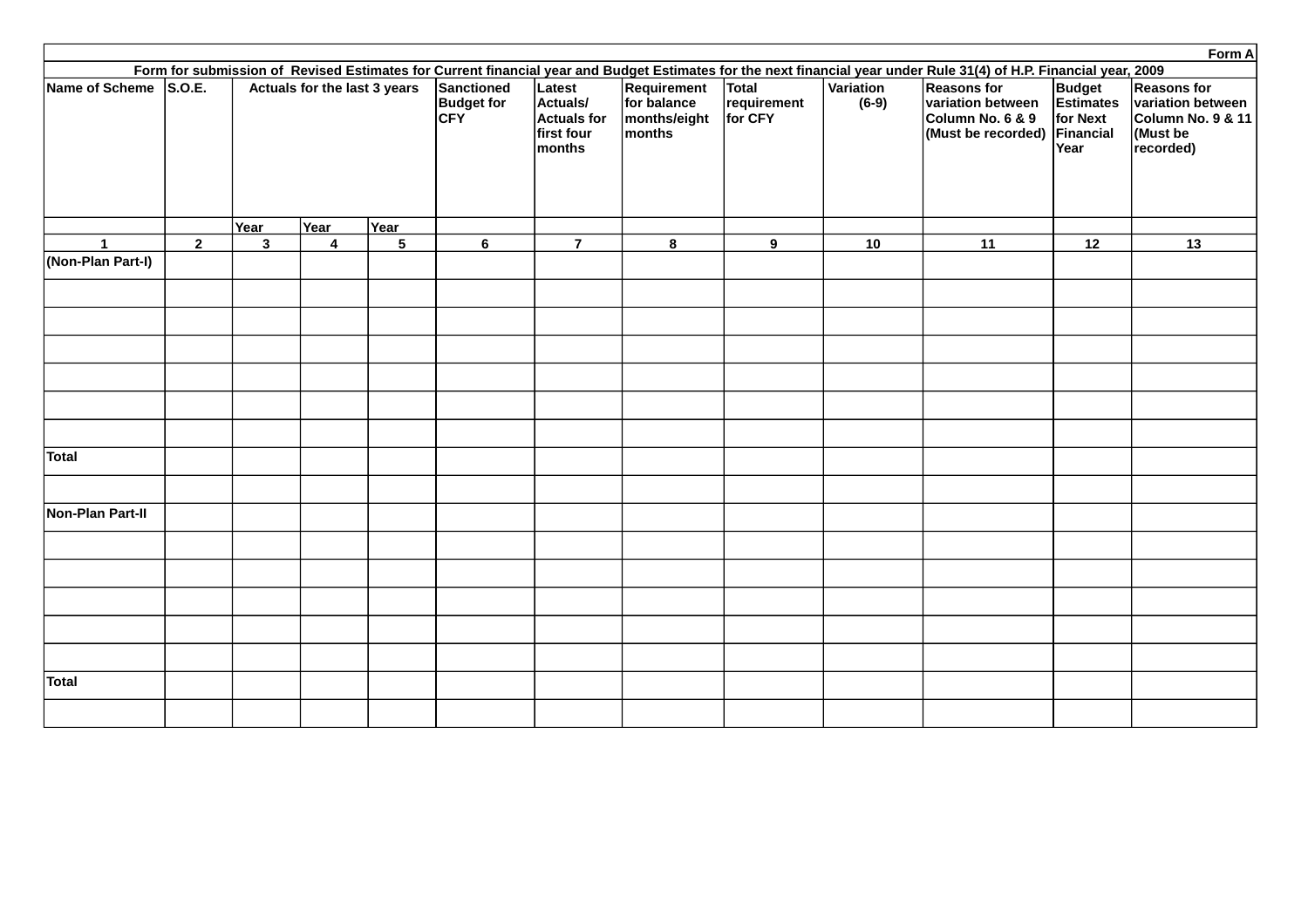Form A

**Form for submission of Revised Estimates for Current financial year and Budget Estimates for the next financial year under Rule 31(4) of H.P. Financial year, 2009**

| Name of Scheme | S.O.E. | Actuals for the last 3 years | | | Sanctioned Budget for CFY | Latest Actuals/ Actuals for first four months | Requirement for balance months/eight months | Total requirement for CFY | Variation (6-9) | Reasons for variation between Column No. 6 & 9 (Must be recorded) | Budget Estimates for Next Financial Year | Reasons for variation between Column No. 9 & 11 (Must be recorded) |
|---|---|---|---|---|---|---|---|---|---|---|---|---|
| | | Year | Year | Year | | | | | | | | |
| 1 | 2 | 3 | 4 | 5 | 6 | 7 | 8 | 9 | 10 | 11 | 12 | 13 |
| (Non-Plan Part-I) | | | | | | | | | | | | |
| | | | | | | | | | | | | |
| | | | | | | | | | | | | |
| | | | | | | | | | | | | |
| | | | | | | | | | | | | |
| | | | | | | | | | | | | |
| | | | | | | | | | | | | |
| Total | | | | | | | | | | | | |
| | | | | | | | | | | | | |
| Non-Plan Part-II | | | | | | | | | | | | |
| | | | | | | | | | | | | |
| | | | | | | | | | | | | |
| | | | | | | | | | | | | |
| | | | | | | | | | | | | |
| | | | | | | | | | | | | |
| Total | | | | | | | | | | | | |
| | | | | | | | | | | | | |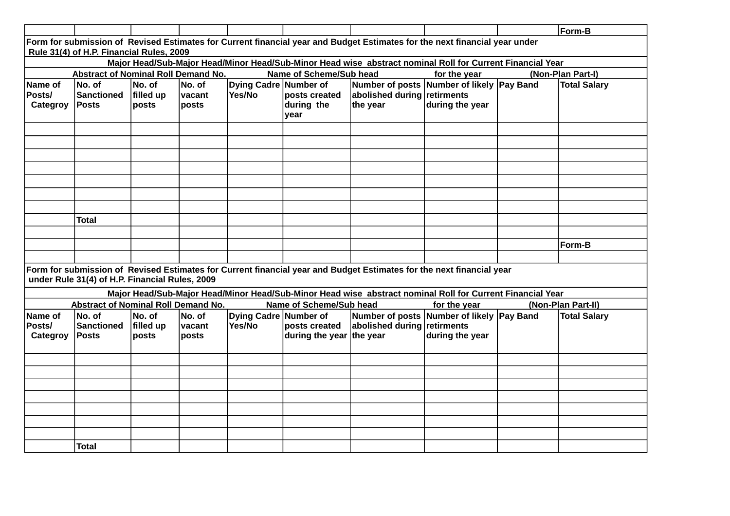Form-B

Form for submission of Revised Estimates for Current financial year and Budget Estimates for the next financial year under Rule 31(4) of H.P. Financial Rules, 2009

Major Head/Sub-Major Head/Minor Head/Sub-Minor Head wise abstract nominal Roll for Current Financial Year

Abstract of Nominal Roll Demand No. Name of Scheme/Sub head for the year (Non-Plan Part-I)

| Name of Posts/ Categroy | No. of Sanctioned Posts | No. of filled up posts | No. of vacant posts | Dying Cadre Yes/No | Number of posts created during the year | Number of posts abolished during the year | Number of likely retirments during the year | Pay Band | Total Salary |
|---|---|---|---|---|---|---|---|---|---|
| | | | | | | | | | |
| | | | | | | | | | |
| | | | | | | | | | |
| | | | | | | | | | |
| | | | | | | | | | |
| | | | | | | | | | |
| | | | | | | | | | |
| | Total | | | | | | | | |

Form-B

Form for submission of Revised Estimates for Current financial year and Budget Estimates for the next financial year under Rule 31(4) of H.P. Financial Rules, 2009

Major Head/Sub-Major Head/Minor Head/Sub-Minor Head wise abstract nominal Roll for Current Financial Year

Abstract of Nominal Roll Demand No. Name of Scheme/Sub head for the year (Non-Plan Part-II)

| Name of Posts/ Categroy | No. of Sanctioned Posts | No. of filled up posts | No. of vacant posts | Dying Cadre Yes/No | Number of posts created during the year | Number of posts abolished during the year | Number of likely retirments during the year | Pay Band | Total Salary |
|---|---|---|---|---|---|---|---|---|---|
| | | | | | | | | | |
| | | | | | | | | | |
| | | | | | | | | | |
| | | | | | | | | | |
| | | | | | | | | | |
| | | | | | | | | | |
| | | | | | | | | | |
| | Total | | | | | | | | |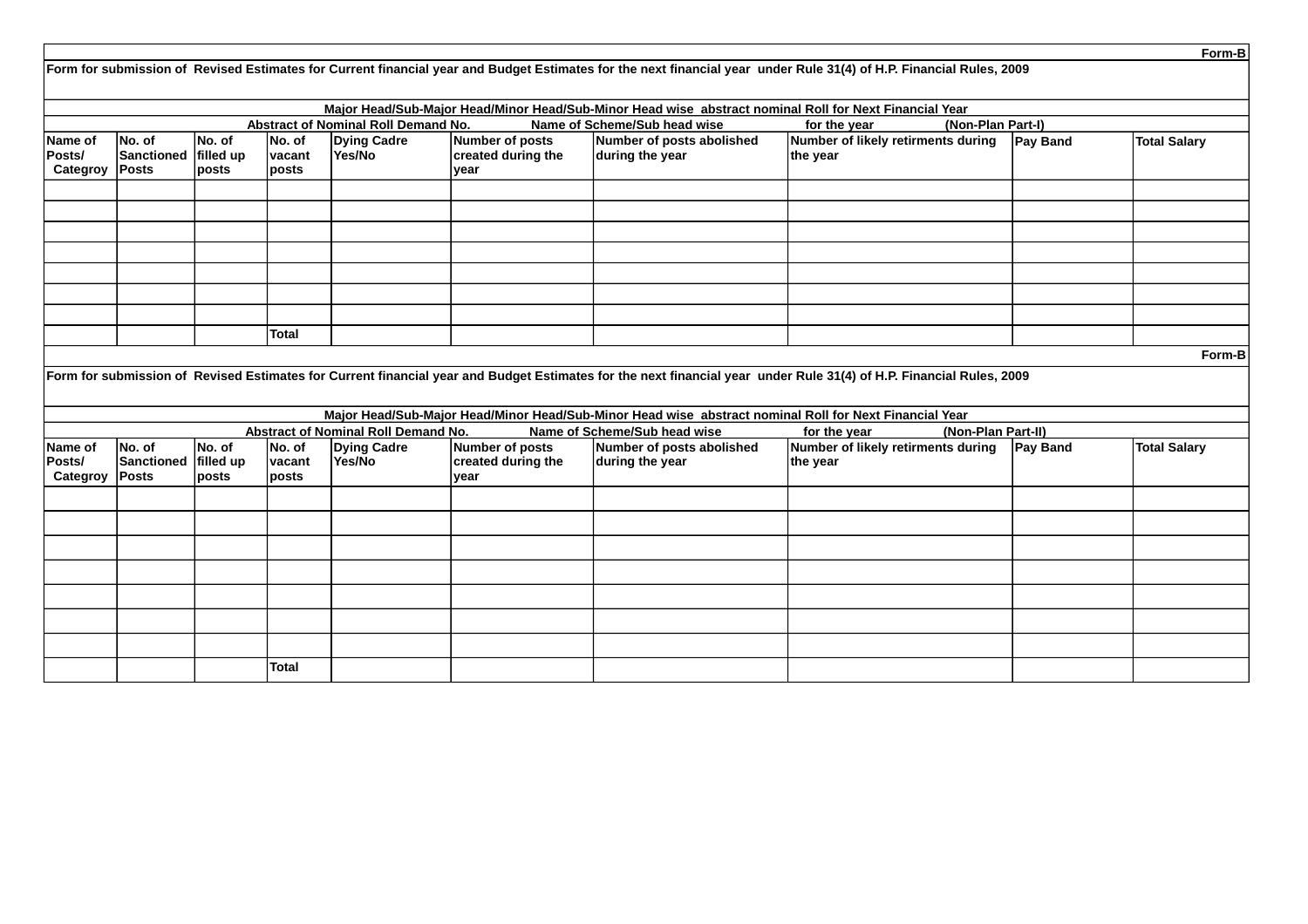Form-B

**Form for submission of Revised Estimates for Current financial year and Budget Estimates for the next financial year under Rule 31(4) of H.P. Financial Rules, 2009**

**Major Head/Sub-Major Head/Minor Head/Sub-Minor Head wise abstract nominal Roll for Next Financial Year**

**Abstract of Nominal Roll Demand No. Name of Scheme/Sub head wise for the year (Non-Plan Part-I)**

| Name of Posts/ Categroy | No. of Sanctioned Posts | No. of filled up posts | No. of vacant posts | Dying Cadre Yes/No | Number of posts created during the year | Number of posts abolished during the year | Number of likely retirments during the year | Pay Band | Total Salary |
|---|---|---|---|---|---|---|---|---|---|
| | | | | | | | | | |
| | | | | | | | | | |
| | | | | | | | | | |
| | | | | | | | | | |
| | | | | | | | | | |
| | | | | | | | | | |
| | | | | | | | | | |
| | | | Total | | | | | | |

Form-B

**Form for submission of Revised Estimates for Current financial year and Budget Estimates for the next financial year under Rule 31(4) of H.P. Financial Rules, 2009**

**Major Head/Sub-Major Head/Minor Head/Sub-Minor Head wise abstract nominal Roll for Next Financial Year**

**Abstract of Nominal Roll Demand No. Name of Scheme/Sub head wise for the year (Non-Plan Part-II)**

| Name of Posts/ Categroy | No. of Sanctioned Posts | No. of filled up posts | No. of vacant posts | Dying Cadre Yes/No | Number of posts created during the year | Number of posts abolished during the year | Number of likely retirments during the year | Pay Band | Total Salary |
|---|---|---|---|---|---|---|---|---|---|
| | | | | | | | | | |
| | | | | | | | | | |
| | | | | | | | | | |
| | | | | | | | | | |
| | | | | | | | | | |
| | | | | | | | | | |
| | | | | | | | | | |
| | | | Total | | | | | | |